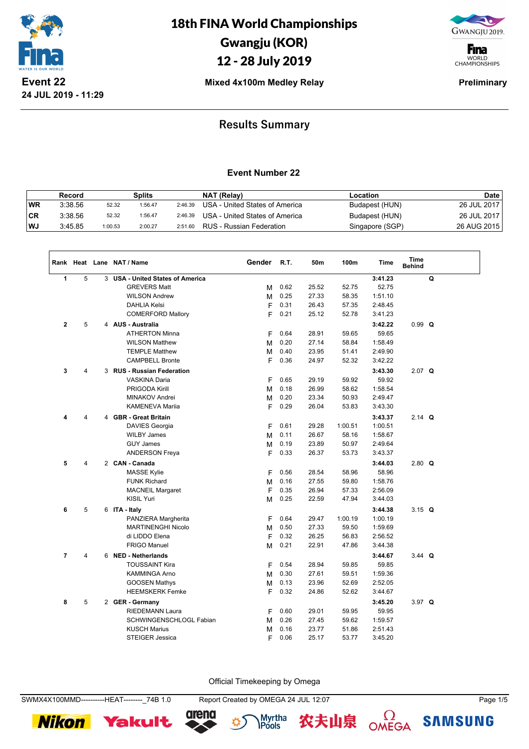# 18th FINA World Championships
# Gwangju (KOR)
# 12 - 28 July 2019

**Event 22**
**24 JUL 2019 - 11:29**

**Mixed 4x100m Medley Relay**

**Preliminary**

## Results Summary

### Event Number 22

| | Record | Splits | | | NAT (Relay) | Location | Date |
|---|---|---|---|---|---|---|---|
| WR | 3:38.56 | 52.32 | 1:56.47 | 2:46.39 | USA - United States of America | Budapest (HUN) | 26 JUL 2017 |
| CR | 3:38.56 | 52.32 | 1:56.47 | 2:46.39 | USA - United States of America | Budapest (HUN) | 26 JUL 2017 |
| WJ | 3:45.85 | 1:00.53 | 2:00.27 | 2:51.60 | RUS - Russian Federation | Singapore (SGP) | 26 AUG 2015 |

| Rank | Heat | Lane | NAT / Name | Gender | R.T. | 50m | 100m | Time | Time Behind | |
|---|---|---|---|---|---|---|---|---|---|---|
| 1 | 5 | 3 | **USA - United States of America** | | | | | **3:41.23** | | **Q** |
| | | | GREVERS Matt | M | 0.62 | 25.52 | 52.75 | 52.75 | | |
| | | | WILSON Andrew | M | 0.25 | 27.33 | 58.35 | 1:51.10 | | |
| | | | DAHLIA Kelsi | F | 0.31 | 26.43 | 57.35 | 2:48.45 | | |
| | | | COMERFORD Mallory | F | 0.21 | 25.12 | 52.78 | 3:41.23 | | |
| 2 | 5 | 4 | **AUS - Australia** | | | | | **3:42.22** | 0.99 | **Q** |
| | | | ATHERTON Minna | F | 0.64 | 28.91 | 59.65 | 59.65 | | |
| | | | WILSON Matthew | M | 0.20 | 27.14 | 58.84 | 1:58.49 | | |
| | | | TEMPLE Matthew | M | 0.40 | 23.95 | 51.41 | 2:49.90 | | |
| | | | CAMPBELL Bronte | F | 0.36 | 24.97 | 52.32 | 3:42.22 | | |
| 3 | 4 | 3 | **RUS - Russian Federation** | | | | | **3:43.30** | 2.07 | **Q** |
| | | | VASKINA Daria | F | 0.65 | 29.19 | 59.92 | 59.92 | | |
| | | | PRIGODA Kirill | M | 0.18 | 26.99 | 58.62 | 1:58.54 | | |
| | | | MINAKOV Andrei | M | 0.20 | 23.34 | 50.93 | 2:49.47 | | |
| | | | KAMENEVA Mariia | F | 0.29 | 26.04 | 53.83 | 3:43.30 | | |
| 4 | 4 | 4 | **GBR - Great Britain** | | | | | **3:43.37** | 2.14 | **Q** |
| | | | DAVIES Georgia | F | 0.61 | 29.28 | 1:00.51 | 1:00.51 | | |
| | | | WILBY James | M | 0.11 | 26.67 | 58.16 | 1:58.67 | | |
| | | | GUY James | M | 0.19 | 23.89 | 50.97 | 2:49.64 | | |
| | | | ANDERSON Freya | F | 0.33 | 26.37 | 53.73 | 3:43.37 | | |
| 5 | 4 | 2 | **CAN - Canada** | | | | | **3:44.03** | 2.80 | **Q** |
| | | | MASSE Kylie | F | 0.56 | 28.54 | 58.96 | 58.96 | | |
| | | | FUNK Richard | M | 0.16 | 27.55 | 59.80 | 1:58.76 | | |
| | | | MACNEIL Margaret | F | 0.35 | 26.94 | 57.33 | 2:56.09 | | |
| | | | KISIL Yuri | M | 0.25 | 22.59 | 47.94 | 3:44.03 | | |
| 6 | 5 | 6 | **ITA - Italy** | | | | | **3:44.38** | 3.15 | **Q** |
| | | | PANZIERA Margherita | F | 0.64 | 29.47 | 1:00.19 | 1:00.19 | | |
| | | | MARTINENGHI Nicolo | M | 0.50 | 27.33 | 59.50 | 1:59.69 | | |
| | | | di LIDDO Elena | F | 0.32 | 26.25 | 56.83 | 2:56.52 | | |
| | | | FRIGO Manuel | M | 0.21 | 22.91 | 47.86 | 3:44.38 | | |
| 7 | 4 | 6 | **NED - Netherlands** | | | | | **3:44.67** | 3.44 | **Q** |
| | | | TOUSSAINT Kira | F | 0.54 | 28.94 | 59.85 | 59.85 | | |
| | | | KAMMINGA Arno | M | 0.30 | 27.61 | 59.51 | 1:59.36 | | |
| | | | GOOSEN Mathys | M | 0.13 | 23.96 | 52.69 | 2:52.05 | | |
| | | | HEEMSKERK Femke | F | 0.32 | 24.86 | 52.62 | 3:44.67 | | |
| 8 | 5 | 2 | **GER - Germany** | | | | | **3:45.20** | 3.97 | **Q** |
| | | | RIEDEMANN Laura | F | 0.60 | 29.01 | 59.95 | 59.95 | | |
| | | | SCHWINGENSCHLOGL Fabian | M | 0.26 | 27.45 | 59.62 | 1:59.57 | | |
| | | | KUSCH Marius | M | 0.16 | 23.77 | 51.86 | 2:51.43 | | |
| | | | STEIGER Jessica | F | 0.06 | 25.17 | 53.77 | 3:45.20 | | |

Official Timekeeping by Omega

SWMX4X100MMD----------HEAT--------_74B 1.0 Report Created by OMEGA 24 JUL 12:07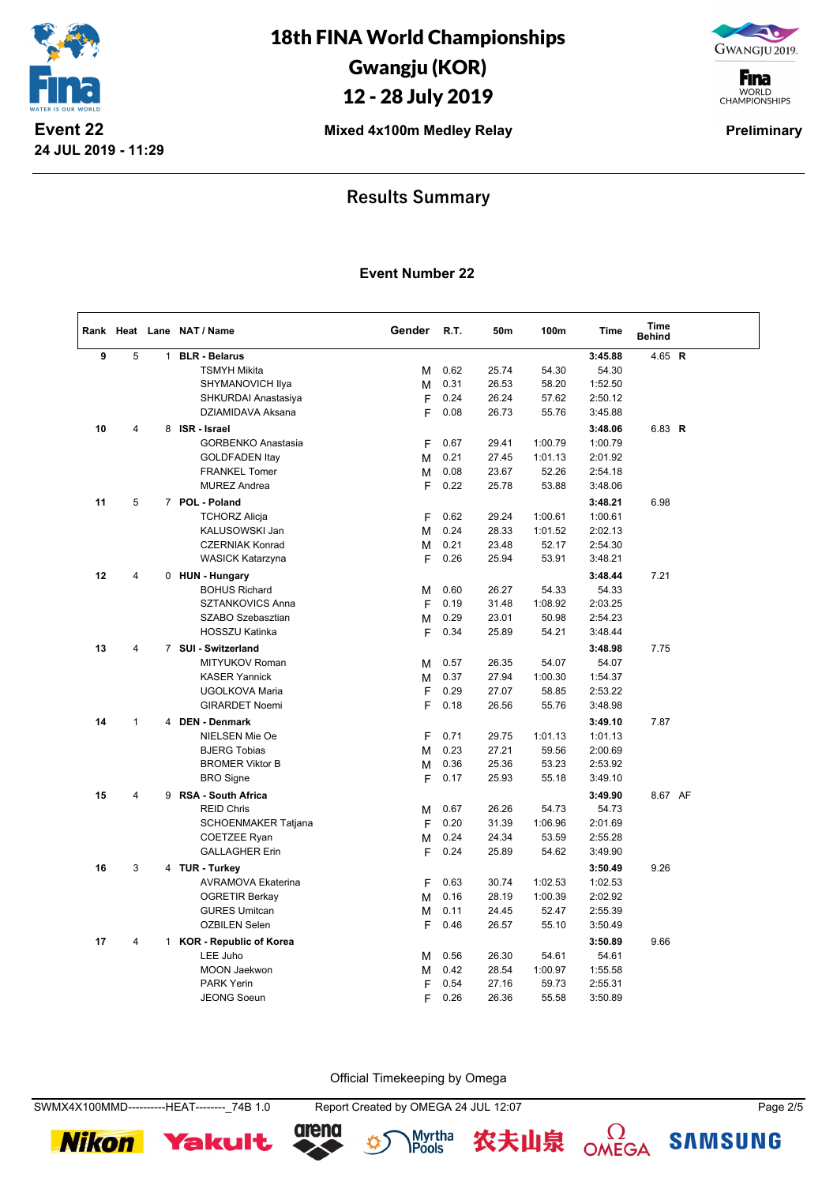# 18th FINA World Championships
# Gwangju (KOR)
# 12 - 28 July 2019

**Event 22**
**24 JUL 2019 - 11:29**

**Mixed 4x100m Medley Relay**

**Preliminary**

## Results Summary

### Event Number 22

| Rank | Heat | Lane | NAT / Name | Gender | R.T. | 50m | 100m | Time | Time Behind |
|---|---|---|---|---|---|---|---|---|---|
| 9 | 5 | 1 | **BLR - Belarus** | | | | | **3:45.88** | 4.65 **R** |
| | | | TSMYH Mikita | M | 0.62 | 25.74 | 54.30 | 54.30 | |
| | | | SHYMANOVICH Ilya | M | 0.31 | 26.53 | 58.20 | 1:52.50 | |
| | | | SHKURDAI Anastasiya | F | 0.24 | 26.24 | 57.62 | 2:50.12 | |
| | | | DZIAMIDAVA Aksana | F | 0.08 | 26.73 | 55.76 | 3:45.88 | |
| 10 | 4 | 8 | **ISR - Israel** | | | | | **3:48.06** | 6.83 **R** |
| | | | GORBENKO Anastasia | F | 0.67 | 29.41 | 1:00.79 | 1:00.79 | |
| | | | GOLDFADEN Itay | M | 0.21 | 27.45 | 1:01.13 | 2:01.92 | |
| | | | FRANKEL Tomer | M | 0.08 | 23.67 | 52.26 | 2:54.18 | |
| | | | MUREZ Andrea | F | 0.22 | 25.78 | 53.88 | 3:48.06 | |
| 11 | 5 | 7 | **POL - Poland** | | | | | **3:48.21** | 6.98 |
| | | | TCHORZ Alicja | F | 0.62 | 29.24 | 1:00.61 | 1:00.61 | |
| | | | KALUSOWSKI Jan | M | 0.24 | 28.33 | 1:01.52 | 2:02.13 | |
| | | | CZERNIAK Konrad | M | 0.21 | 23.48 | 52.17 | 2:54.30 | |
| | | | WASICK Katarzyna | F | 0.26 | 25.94 | 53.91 | 3:48.21 | |
| 12 | 4 | 0 | **HUN - Hungary** | | | | | **3:48.44** | 7.21 |
| | | | BOHUS Richard | M | 0.60 | 26.27 | 54.33 | 54.33 | |
| | | | SZTANKOVICS Anna | F | 0.19 | 31.48 | 1:08.92 | 2:03.25 | |
| | | | SZABO Szebasztian | M | 0.29 | 23.01 | 50.98 | 2:54.23 | |
| | | | HOSSZU Katinka | F | 0.34 | 25.89 | 54.21 | 3:48.44 | |
| 13 | 4 | 7 | **SUI - Switzerland** | | | | | **3:48.98** | 7.75 |
| | | | MITYUKOV Roman | M | 0.57 | 26.35 | 54.07 | 54.07 | |
| | | | KASER Yannick | M | 0.37 | 27.94 | 1:00.30 | 1:54.37 | |
| | | | UGOLKOVA Maria | F | 0.29 | 27.07 | 58.85 | 2:53.22 | |
| | | | GIRARDET Noemi | F | 0.18 | 26.56 | 55.76 | 3:48.98 | |
| 14 | 1 | 4 | **DEN - Denmark** | | | | | **3:49.10** | 7.87 |
| | | | NIELSEN Mie Oe | F | 0.71 | 29.75 | 1:01.13 | 1:01.13 | |
| | | | BJERG Tobias | M | 0.23 | 27.21 | 59.56 | 2:00.69 | |
| | | | BROMER Viktor B | M | 0.36 | 25.36 | 53.23 | 2:53.92 | |
| | | | BRO Signe | F | 0.17 | 25.93 | 55.18 | 3:49.10 | |
| 15 | 4 | 9 | **RSA - South Africa** | | | | | **3:49.90** | 8.67 AF |
| | | | REID Chris | M | 0.67 | 26.26 | 54.73 | 54.73 | |
| | | | SCHOENMAKER Tatjana | F | 0.20 | 31.39 | 1:06.96 | 2:01.69 | |
| | | | COETZEE Ryan | M | 0.24 | 24.34 | 53.59 | 2:55.28 | |
| | | | GALLAGHER Erin | F | 0.24 | 25.89 | 54.62 | 3:49.90 | |
| 16 | 3 | 4 | **TUR - Turkey** | | | | | **3:50.49** | 9.26 |
| | | | AVRAMOVA Ekaterina | F | 0.63 | 30.74 | 1:02.53 | 1:02.53 | |
| | | | OGRETIR Berkay | M | 0.16 | 28.19 | 1:00.39 | 2:02.92 | |
| | | | GURES Umitcan | M | 0.11 | 24.45 | 52.47 | 2:55.39 | |
| | | | OZBILEN Selen | F | 0.46 | 26.57 | 55.10 | 3:50.49 | |
| 17 | 4 | 1 | **KOR - Republic of Korea** | | | | | **3:50.89** | 9.66 |
| | | | LEE Juho | M | 0.56 | 26.30 | 54.61 | 54.61 | |
| | | | MOON Jaekwon | M | 0.42 | 28.54 | 1:00.97 | 1:55.58 | |
| | | | PARK Yerin | F | 0.54 | 27.16 | 59.73 | 2:55.31 | |
| | | | JEONG Soeun | F | 0.26 | 26.36 | 55.58 | 3:50.89 | |

Official Timekeeping by Omega

SWMX4X100MMD----------HEAT--------_74B 1.0    Report Created by OMEGA 24 JUL 12:07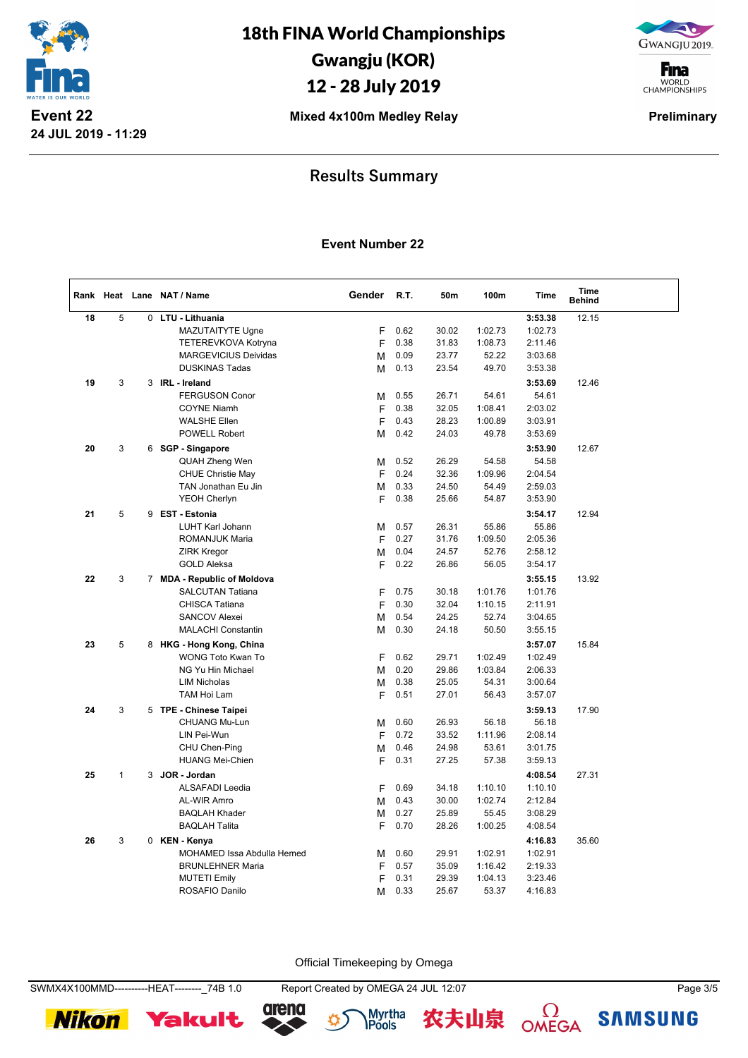# 18th FINA World Championships
## Gwangju (KOR)
## 12 - 28 July 2019

**Event 22**
**24 JUL 2019 - 11:29**

**Mixed 4x100m Medley Relay**

**Preliminary**

## Results Summary

### Event Number 22

| Rank | Heat | Lane | NAT / Name | Gender | R.T. | 50m | 100m | Time | Time Behind |
|---|---|---|---|---|---|---|---|---|---|
| 18 | 5 | 0 | **LTU - Lithuania** | | | | | **3:53.38** | 12.15 |
| | | | MAZUTAITYTE Ugne | F | 0.62 | 30.02 | 1:02.73 | 1:02.73 | |
| | | | TETEREVKOVA Kotryna | F | 0.38 | 31.83 | 1:08.73 | 2:11.46 | |
| | | | MARGEVICIUS Deividas | M | 0.09 | 23.77 | 52.22 | 3:03.68 | |
| | | | DUSKINAS Tadas | M | 0.13 | 23.54 | 49.70 | 3:53.38 | |
| 19 | 3 | 3 | **IRL - Ireland** | | | | | **3:53.69** | 12.46 |
| | | | FERGUSON Conor | M | 0.55 | 26.71 | 54.61 | 54.61 | |
| | | | COYNE Niamh | F | 0.38 | 32.05 | 1:08.41 | 2:03.02 | |
| | | | WALSHE Ellen | F | 0.43 | 28.23 | 1:00.89 | 3:03.91 | |
| | | | POWELL Robert | M | 0.42 | 24.03 | 49.78 | 3:53.69 | |
| 20 | 3 | 6 | **SGP - Singapore** | | | | | **3:53.90** | 12.67 |
| | | | QUAH Zheng Wen | M | 0.52 | 26.29 | 54.58 | 54.58 | |
| | | | CHUE Christie May | F | 0.24 | 32.36 | 1:09.96 | 2:04.54 | |
| | | | TAN Jonathan Eu Jin | M | 0.33 | 24.50 | 54.49 | 2:59.03 | |
| | | | YEOH Cherlyn | F | 0.38 | 25.66 | 54.87 | 3:53.90 | |
| 21 | 5 | 9 | **EST - Estonia** | | | | | **3:54.17** | 12.94 |
| | | | LUHT Karl Johann | M | 0.57 | 26.31 | 55.86 | 55.86 | |
| | | | ROMANJUK Maria | F | 0.27 | 31.76 | 1:09.50 | 2:05.36 | |
| | | | ZIRK Kregor | M | 0.04 | 24.57 | 52.76 | 2:58.12 | |
| | | | GOLD Aleksa | F | 0.22 | 26.86 | 56.05 | 3:54.17 | |
| 22 | 3 | 7 | **MDA - Republic of Moldova** | | | | | **3:55.15** | 13.92 |
| | | | SALCUTAN Tatiana | F | 0.75 | 30.18 | 1:01.76 | 1:01.76 | |
| | | | CHISCA Tatiana | F | 0.30 | 32.04 | 1:10.15 | 2:11.91 | |
| | | | SANCOV Alexei | M | 0.54 | 24.25 | 52.74 | 3:04.65 | |
| | | | MALACHI Constantin | M | 0.30 | 24.18 | 50.50 | 3:55.15 | |
| 23 | 5 | 8 | **HKG - Hong Kong, China** | | | | | **3:57.07** | 15.84 |
| | | | WONG Toto Kwan To | F | 0.62 | 29.71 | 1:02.49 | 1:02.49 | |
| | | | NG Yu Hin Michael | M | 0.20 | 29.86 | 1:03.84 | 2:06.33 | |
| | | | LIM Nicholas | M | 0.38 | 25.05 | 54.31 | 3:00.64 | |
| | | | TAM Hoi Lam | F | 0.51 | 27.01 | 56.43 | 3:57.07 | |
| 24 | 3 | 5 | **TPE - Chinese Taipei** | | | | | **3:59.13** | 17.90 |
| | | | CHUANG Mu-Lun | M | 0.60 | 26.93 | 56.18 | 56.18 | |
| | | | LIN Pei-Wun | F | 0.72 | 33.52 | 1:11.96 | 2:08.14 | |
| | | | CHU Chen-Ping | M | 0.46 | 24.98 | 53.61 | 3:01.75 | |
| | | | HUANG Mei-Chien | F | 0.31 | 27.25 | 57.38 | 3:59.13 | |
| 25 | 1 | 3 | **JOR - Jordan** | | | | | **4:08.54** | 27.31 |
| | | | ALSAFADI Leedia | F | 0.69 | 34.18 | 1:10.10 | 1:10.10 | |
| | | | AL-WIR Amro | M | 0.43 | 30.00 | 1:02.74 | 2:12.84 | |
| | | | BAQLAH Khader | M | 0.27 | 25.89 | 55.45 | 3:08.29 | |
| | | | BAQLAH Talita | F | 0.70 | 28.26 | 1:00.25 | 4:08.54 | |
| 26 | 3 | 0 | **KEN - Kenya** | | | | | **4:16.83** | 35.60 |
| | | | MOHAMED Issa Abdulla Hemed | M | 0.60 | 29.91 | 1:02.91 | 1:02.91 | |
| | | | BRUNLEHNER Maria | F | 0.57 | 35.09 | 1:16.42 | 2:19.33 | |
| | | | MUTETI Emily | F | 0.31 | 29.39 | 1:04.13 | 3:23.46 | |
| | | | ROSAFIO Danilo | M | 0.33 | 25.67 | 53.37 | 4:16.83 | |

Official Timekeeping by Omega

SWMX4X100MMD----------HEAT--------_74B 1.0 Report Created by OMEGA 24 JUL 12:07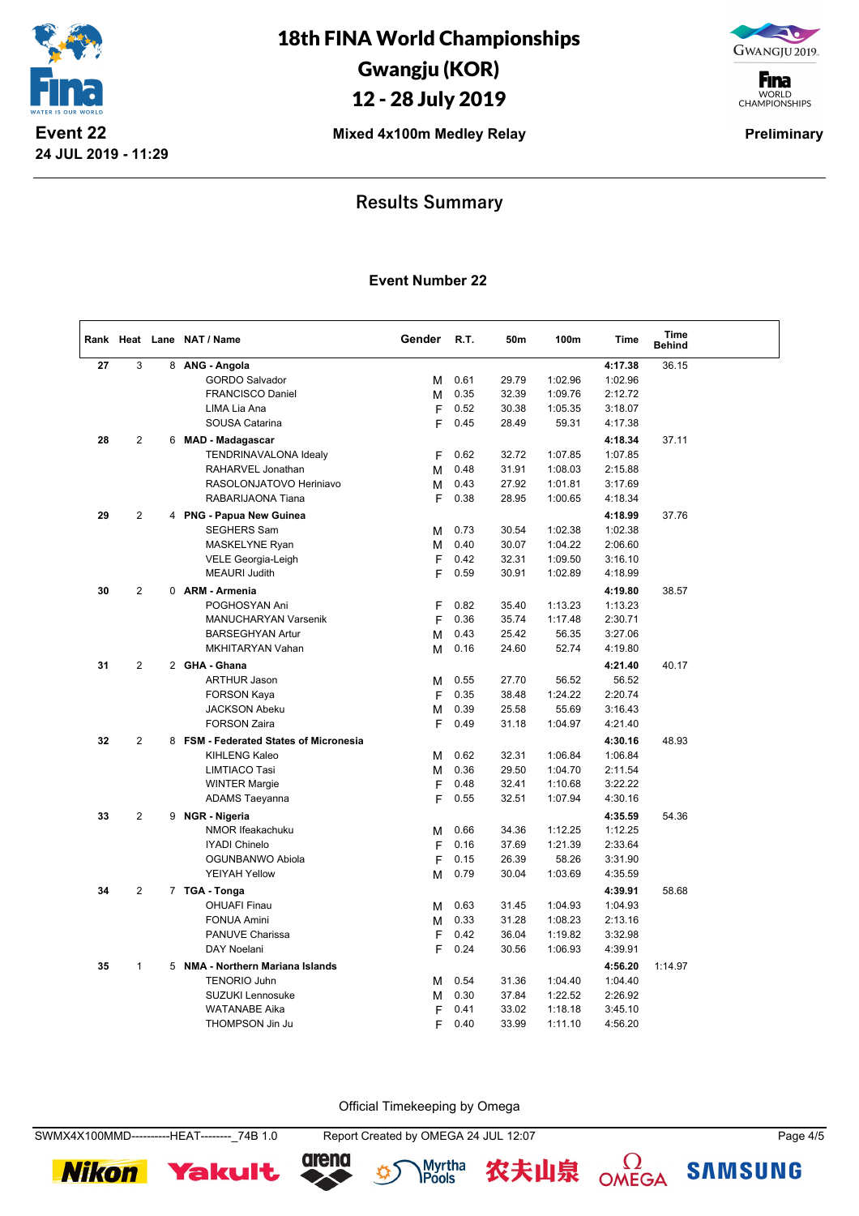# 18th FINA World Championships
## Gwangju (KOR)
## 12 - 28 July 2019

**Event 22**
**24 JUL 2019 - 11:29**

**Mixed 4x100m Medley Relay**

**Preliminary**

## Results Summary

### Event Number 22

| Rank | Heat | Lane | NAT / Name | Gender | R.T. | 50m | 100m | Time | Time Behind |
|---|---|---|---|---|---|---|---|---|---|
| 27 | 3 | 8 | **ANG - Angola** | | | | | **4:17.38** | 36.15 |
| | | | GORDO Salvador | M | 0.61 | 29.79 | 1:02.96 | 1:02.96 | |
| | | | FRANCISCO Daniel | M | 0.35 | 32.39 | 1:09.76 | 2:12.72 | |
| | | | LIMA Lia Ana | F | 0.52 | 30.38 | 1:05.35 | 3:18.07 | |
| | | | SOUSA Catarina | F | 0.45 | 28.49 | 59.31 | 4:17.38 | |
| 28 | 2 | 6 | **MAD - Madagascar** | | | | | **4:18.34** | 37.11 |
| | | | TENDRINAVALONA Idealy | F | 0.62 | 32.72 | 1:07.85 | 1:07.85 | |
| | | | RAHARVEL Jonathan | M | 0.48 | 31.91 | 1:08.03 | 2:15.88 | |
| | | | RASOLONJATOVO Heriniavo | M | 0.43 | 27.92 | 1:01.81 | 3:17.69 | |
| | | | RABARIJAONA Tiana | F | 0.38 | 28.95 | 1:00.65 | 4:18.34 | |
| 29 | 2 | 4 | **PNG - Papua New Guinea** | | | | | **4:18.99** | 37.76 |
| | | | SEGHERS Sam | M | 0.73 | 30.54 | 1:02.38 | 1:02.38 | |
| | | | MASKELYNE Ryan | M | 0.40 | 30.07 | 1:04.22 | 2:06.60 | |
| | | | VELE Georgia-Leigh | F | 0.42 | 32.31 | 1:09.50 | 3:16.10 | |
| | | | MEAURI Judith | F | 0.59 | 30.91 | 1:02.89 | 4:18.99 | |
| 30 | 2 | 0 | **ARM - Armenia** | | | | | **4:19.80** | 38.57 |
| | | | POGHOSYAN Ani | F | 0.82 | 35.40 | 1:13.23 | 1:13.23 | |
| | | | MANUCHARYAN Varsenik | F | 0.36 | 35.74 | 1:17.48 | 2:30.71 | |
| | | | BARSEGHYAN Artur | M | 0.43 | 25.42 | 56.35 | 3:27.06 | |
| | | | MKHITARYAN Vahan | M | 0.16 | 24.60 | 52.74 | 4:19.80 | |
| 31 | 2 | 2 | **GHA - Ghana** | | | | | **4:21.40** | 40.17 |
| | | | ARTHUR Jason | M | 0.55 | 27.70 | 56.52 | 56.52 | |
| | | | FORSON Kaya | F | 0.35 | 38.48 | 1:24.22 | 2:20.74 | |
| | | | JACKSON Abeku | M | 0.39 | 25.58 | 55.69 | 3:16.43 | |
| | | | FORSON Zaira | F | 0.49 | 31.18 | 1:04.97 | 4:21.40 | |
| 32 | 2 | 8 | **FSM - Federated States of Micronesia** | | | | | **4:30.16** | 48.93 |
| | | | KIHLENG Kaleo | M | 0.62 | 32.31 | 1:06.84 | 1:06.84 | |
| | | | LIMTIACO Tasi | M | 0.36 | 29.50 | 1:04.70 | 2:11.54 | |
| | | | WINTER Margie | F | 0.48 | 32.41 | 1:10.68 | 3:22.22 | |
| | | | ADAMS Taeyanna | F | 0.55 | 32.51 | 1:07.94 | 4:30.16 | |
| 33 | 2 | 9 | **NGR - Nigeria** | | | | | **4:35.59** | 54.36 |
| | | | NMOR Ifeakachuku | M | 0.66 | 34.36 | 1:12.25 | 1:12.25 | |
| | | | IYADI Chinelo | F | 0.16 | 37.69 | 1:21.39 | 2:33.64 | |
| | | | OGUNBANWO Abiola | F | 0.15 | 26.39 | 58.26 | 3:31.90 | |
| | | | YEIYAH Yellow | M | 0.79 | 30.04 | 1:03.69 | 4:35.59 | |
| 34 | 2 | 7 | **TGA - Tonga** | | | | | **4:39.91** | 58.68 |
| | | | OHUAFI Finau | M | 0.63 | 31.45 | 1:04.93 | 1:04.93 | |
| | | | FONUA Amini | M | 0.33 | 31.28 | 1:08.23 | 2:13.16 | |
| | | | PANUVE Charissa | F | 0.42 | 36.04 | 1:19.82 | 3:32.98 | |
| | | | DAY Noelani | F | 0.24 | 30.56 | 1:06.93 | 4:39.91 | |
| 35 | 1 | 5 | **NMA - Northern Mariana Islands** | | | | | **4:56.20** | 1:14.97 |
| | | | TENORIO Juhn | M | 0.54 | 31.36 | 1:04.40 | 1:04.40 | |
| | | | SUZUKI Lennosuke | M | 0.30 | 37.84 | 1:22.52 | 2:26.92 | |
| | | | WATANABE Aika | F | 0.41 | 33.02 | 1:18.18 | 3:45.10 | |
| | | | THOMPSON Jin Ju | F | 0.40 | 33.99 | 1:11.10 | 4:56.20 | |

Official Timekeeping by Omega

SWMX4X100MMD----------HEAT--------_74B 1.0 Report Created by OMEGA 24 JUL 12:07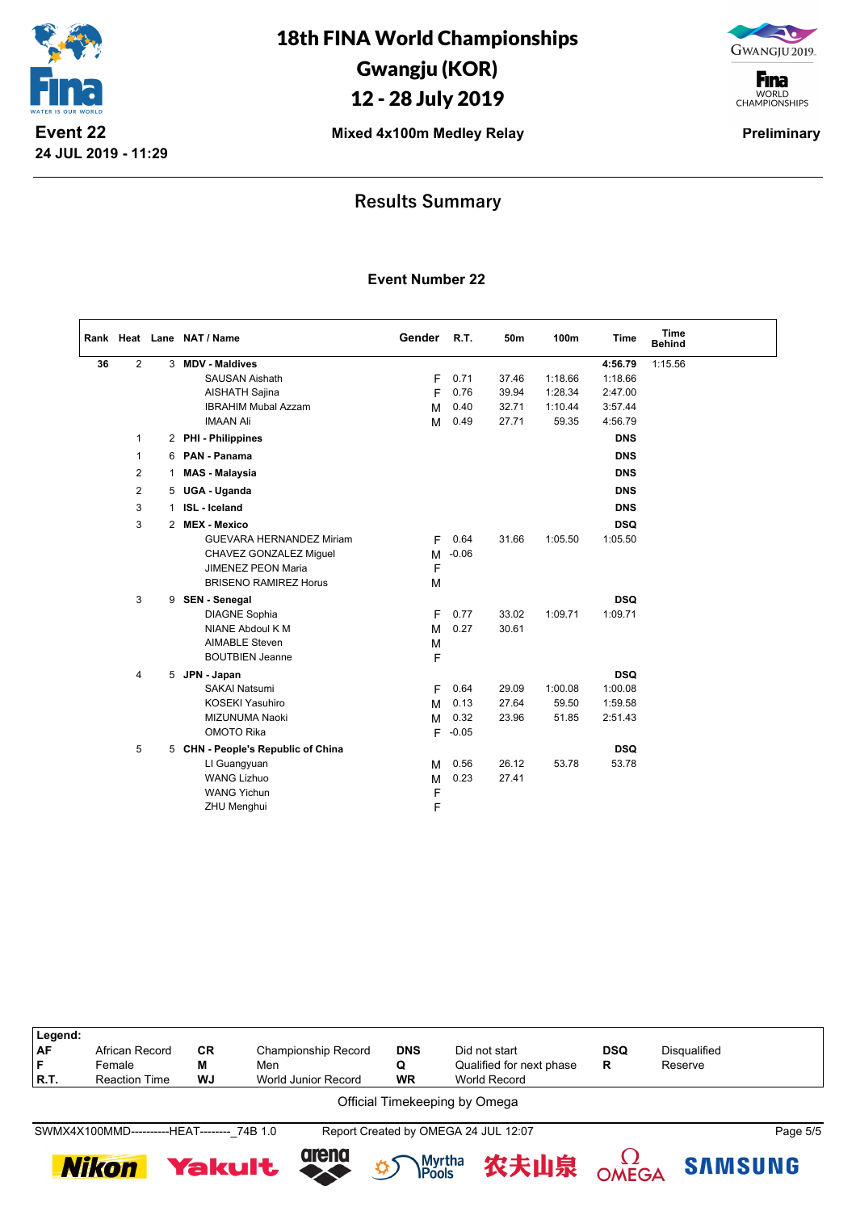# 18th FINA World Championships
# Gwangju (KOR)
# 12 - 28 July 2019

**Event 22**
**24 JUL 2019 - 11:29**

**Mixed 4x100m Medley Relay**

**Preliminary**

## Results Summary

### Event Number 22

| Rank | Heat | Lane | NAT / Name | Gender | R.T. | 50m | 100m | Time | Time Behind |
|---|---|---|---|---|---|---|---|---|---|
| 36 | 2 | 3 | **MDV - Maldives** | | | | | **4:56.79** | 1:15.56 |
| | | | SAUSAN Aishath | F | 0.71 | 37.46 | 1:18.66 | 1:18.66 | |
| | | | AISHATH Sajina | F | 0.76 | 39.94 | 1:28.34 | 2:47.00 | |
| | | | IBRAHIM Mubal Azzam | M | 0.40 | 32.71 | 1:10.44 | 3:57.44 | |
| | | | IMAAN Ali | M | 0.49 | 27.71 | 59.35 | 4:56.79 | |
| | 1 | 2 | **PHI - Philippines** | | | | | **DNS** | |
| | 1 | 6 | **PAN - Panama** | | | | | **DNS** | |
| | 2 | 1 | **MAS - Malaysia** | | | | | **DNS** | |
| | 2 | 5 | **UGA - Uganda** | | | | | **DNS** | |
| | 3 | 1 | **ISL - Iceland** | | | | | **DNS** | |
| | 3 | 2 | **MEX - Mexico** | | | | | **DSQ** | |
| | | | GUEVARA HERNANDEZ Miriam | F | 0.64 | 31.66 | 1:05.50 | 1:05.50 | |
| | | | CHAVEZ GONZALEZ Miguel | M | -0.06 | | | | |
| | | | JIMENEZ PEON Maria | F | | | | | |
| | | | BRISENO RAMIREZ Horus | M | | | | | |
| | 3 | 9 | **SEN - Senegal** | | | | | **DSQ** | |
| | | | DIAGNE Sophia | F | 0.77 | 33.02 | 1:09.71 | 1:09.71 | |
| | | | NIANE Abdoul K M | M | 0.27 | 30.61 | | | |
| | | | AIMABLE Steven | M | | | | | |
| | | | BOUTBIEN Jeanne | F | | | | | |
| | 4 | 5 | **JPN - Japan** | | | | | **DSQ** | |
| | | | SAKAI Natsumi | F | 0.64 | 29.09 | 1:00.08 | 1:00.08 | |
| | | | KOSEKI Yasuhiro | M | 0.13 | 27.64 | 59.50 | 1:59.58 | |
| | | | MIZUNUMA Naoki | M | 0.32 | 23.96 | 51.85 | 2:51.43 | |
| | | | OMOTO Rika | F | -0.05 | | | | |
| | 5 | 5 | **CHN - People's Republic of China** | | | | | **DSQ** | |
| | | | LI Guangyuan | M | 0.56 | 26.12 | 53.78 | 53.78 | |
| | | | WANG Lizhuo | M | 0.23 | 27.41 | | | |
| | | | WANG Yichun | F | | | | | |
| | | | ZHU Menghui | F | | | | | |

**Legend:**

| | | | | | | | |
|---|---|---|---|---|---|---|---|
| AF | African Record | CR | Championship Record | DNS | Did not start | DSQ | Disqualified |
| F | Female | M | Men | Q | Qualified for next phase | R | Reserve |
| R.T. | Reaction Time | WJ | World Junior Record | WR | World Record | | |

Official Timekeeping by Omega

SWMX4X100MMD----------HEAT--------_74B 1.0 Report Created by OMEGA 24 JUL 12:07